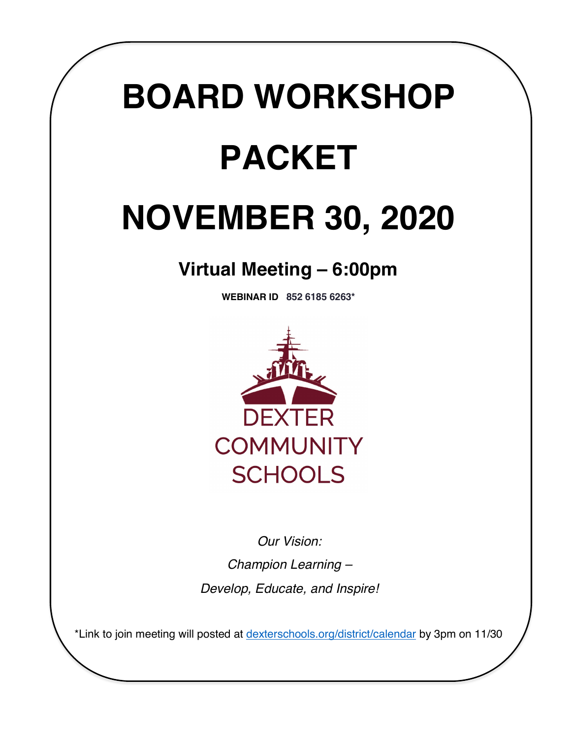# BOARD WORKSHOP PACKET

# NOVEMBER 30, 2020

## Virtual Meeting – 6:00pm

**WEBINAR ID 852 6185 6263***

DEXTER COMMUNITY SCHOOLS

*Our Vision:*

*Champion Learning –*

*Develop, Educate, and Inspire!*

*Link to join meeting will posted at dexterschools.org/district/calendar by 3pm on 11/30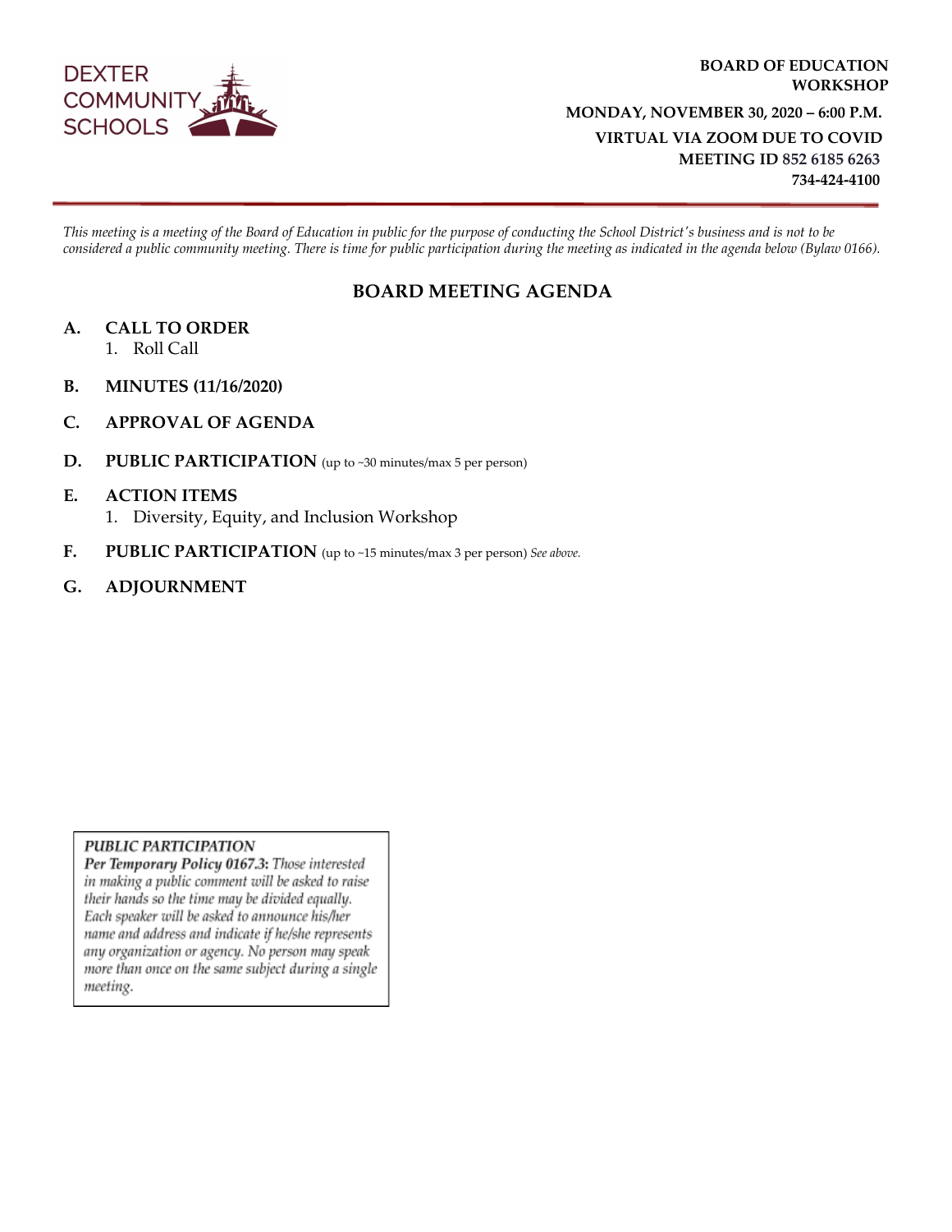DEXTER COMMUNITY SCHOOLS

**BOARD OF EDUCATION WORKSHOP**

**MONDAY, NOVEMBER 30, 2020 – 6:00 P.M.**

**VIRTUAL VIA ZOOM DUE TO COVID**

**MEETING ID 852 6185 6263**

**734-424-4100**

*This meeting is a meeting of the Board of Education in public for the purpose of conducting the School District's business and is not to be considered a public community meeting. There is time for public participation during the meeting as indicated in the agenda below (Bylaw 0166).*

## BOARD MEETING AGENDA

**A. CALL TO ORDER**
1. Roll Call

**B. MINUTES (11/16/2020)**

**C. APPROVAL OF AGENDA**

**D. PUBLIC PARTICIPATION** (up to ~30 minutes/max 5 per person)

**E. ACTION ITEMS**
1. Diversity, Equity, and Inclusion Workshop

**F. PUBLIC PARTICIPATION** (up to ~15 minutes/max 3 per person) *See above.*

**G. ADJOURNMENT**

---

***PUBLIC PARTICIPATION***

***Per Temporary Policy 0167.3:*** *Those interested in making a public comment will be asked to raise their hands so the time may be divided equally. Each speaker will be asked to announce his/her name and address and indicate if he/she represents any organization or agency. No person may speak more than once on the same subject during a single meeting.*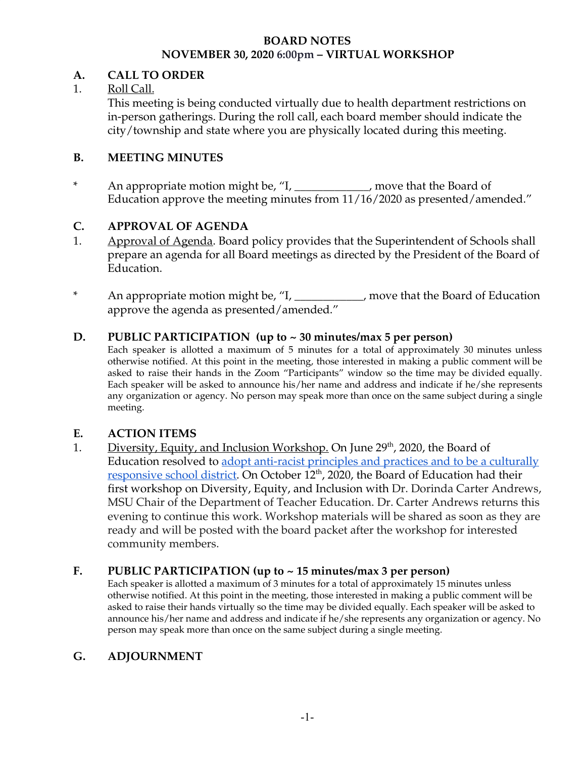# BOARD NOTES
## NOVEMBER 30, 2020 6:00pm – VIRTUAL WORKSHOP

### A. CALL TO ORDER

1. Roll Call.

This meeting is being conducted virtually due to health department restrictions on in-person gatherings. During the roll call, each board member should indicate the city/township and state where you are physically located during this meeting.

### B. MEETING MINUTES

* An appropriate motion might be, "I, _____________, move that the Board of Education approve the meeting minutes from 11/16/2020 as presented/amended."

### C. APPROVAL OF AGENDA

1. Approval of Agenda. Board policy provides that the Superintendent of Schools shall prepare an agenda for all Board meetings as directed by the President of the Board of Education.

* An appropriate motion might be, "I, ____________, move that the Board of Education approve the agenda as presented/amended."

### D. PUBLIC PARTICIPATION (up to ~ 30 minutes/max 5 per person)

Each speaker is allotted a maximum of 5 minutes for a total of approximately 30 minutes unless otherwise notified. At this point in the meeting, those interested in making a public comment will be asked to raise their hands in the Zoom "Participants" window so the time may be divided equally. Each speaker will be asked to announce his/her name and address and indicate if he/she represents any organization or agency. No person may speak more than once on the same subject during a single meeting.

### E. ACTION ITEMS

1. Diversity, Equity, and Inclusion Workshop. On June 29th, 2020, the Board of Education resolved to adopt anti-racist principles and practices and to be a culturally responsive school district. On October 12th, 2020, the Board of Education had their first workshop on Diversity, Equity, and Inclusion with Dr. Dorinda Carter Andrews, MSU Chair of the Department of Teacher Education. Dr. Carter Andrews returns this evening to continue this work. Workshop materials will be shared as soon as they are ready and will be posted with the board packet after the workshop for interested community members.

### F. PUBLIC PARTICIPATION (up to ~ 15 minutes/max 3 per person)

Each speaker is allotted a maximum of 3 minutes for a total of approximately 15 minutes unless otherwise notified. At this point in the meeting, those interested in making a public comment will be asked to raise their hands virtually so the time may be divided equally. Each speaker will be asked to announce his/her name and address and indicate if he/she represents any organization or agency. No person may speak more than once on the same subject during a single meeting.

### G. ADJOURNMENT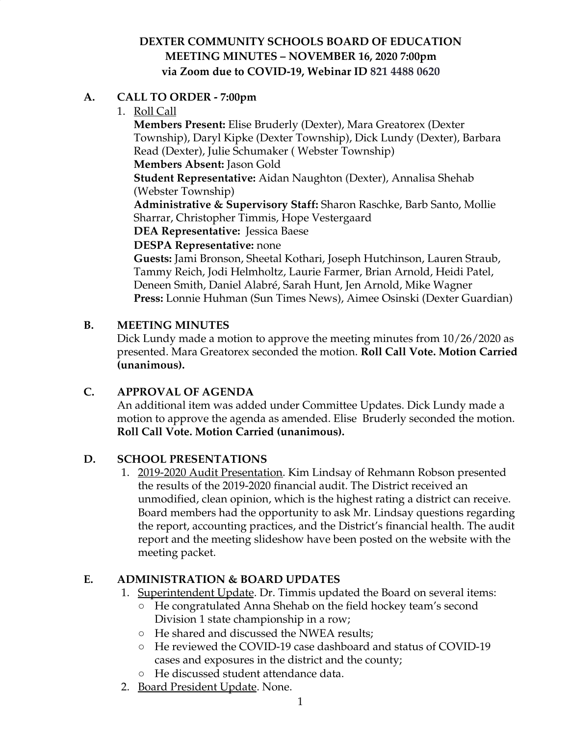# DEXTER COMMUNITY SCHOOLS BOARD OF EDUCATION
# MEETING MINUTES – NOVEMBER 16, 2020 7:00pm
# via Zoom due to COVID-19, Webinar ID 821 4488 0620

## A. CALL TO ORDER - 7:00pm

1. Roll Call

   **Members Present:** Elise Bruderly (Dexter), Mara Greatorex (Dexter Township), Daryl Kipke (Dexter Township), Dick Lundy (Dexter), Barbara Read (Dexter), Julie Schumaker ( Webster Township)

   **Members Absent:** Jason Gold

   **Student Representative:** Aidan Naughton (Dexter), Annalisa Shehab (Webster Township)

   **Administrative & Supervisory Staff:** Sharon Raschke, Barb Santo, Mollie Sharrar, Christopher Timmis, Hope Vestergaard

   **DEA Representative:** Jessica Baese

   **DESPA Representative:** none

   **Guests:** Jami Bronson, Sheetal Kothari, Joseph Hutchinson, Lauren Straub, Tammy Reich, Jodi Helmholtz, Laurie Farmer, Brian Arnold, Heidi Patel, Deneen Smith, Daniel Alabré, Sarah Hunt, Jen Arnold, Mike Wagner

   **Press:** Lonnie Huhman (Sun Times News), Aimee Osinski (Dexter Guardian)

## B. MEETING MINUTES

Dick Lundy made a motion to approve the meeting minutes from 10/26/2020 as presented. Mara Greatorex seconded the motion. **Roll Call Vote. Motion Carried (unanimous).**

## C. APPROVAL OF AGENDA

An additional item was added under Committee Updates. Dick Lundy made a motion to approve the agenda as amended. Elise Bruderly seconded the motion. **Roll Call Vote. Motion Carried (unanimous).**

## D. SCHOOL PRESENTATIONS

1. 2019-2020 Audit Presentation. Kim Lindsay of Rehmann Robson presented the results of the 2019-2020 financial audit. The District received an unmodified, clean opinion, which is the highest rating a district can receive. Board members had the opportunity to ask Mr. Lindsay questions regarding the report, accounting practices, and the District's financial health. The audit report and the meeting slideshow have been posted on the website with the meeting packet.

## E. ADMINISTRATION & BOARD UPDATES

1. Superintendent Update. Dr. Timmis updated the Board on several items:
   - He congratulated Anna Shehab on the field hockey team's second Division 1 state championship in a row;
   - He shared and discussed the NWEA results;
   - He reviewed the COVID-19 case dashboard and status of COVID-19 cases and exposures in the district and the county;
   - He discussed student attendance data.
2. Board President Update. None.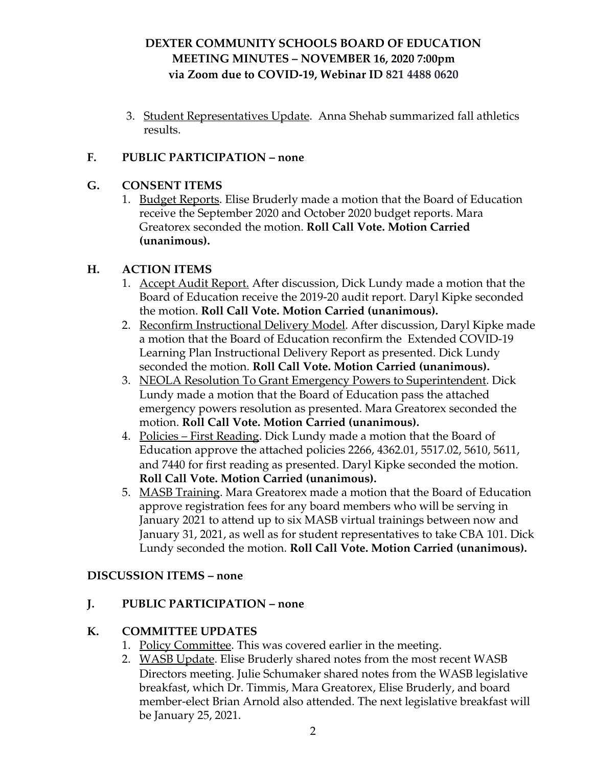3. Student Representatives Update. Anna Shehab summarized fall athletics results.

## F. PUBLIC PARTICIPATION – none

## G. CONSENT ITEMS

1. Budget Reports. Elise Bruderly made a motion that the Board of Education receive the September 2020 and October 2020 budget reports. Mara Greatorex seconded the motion. **Roll Call Vote. Motion Carried (unanimous).**

## H. ACTION ITEMS

1. Accept Audit Report. After discussion, Dick Lundy made a motion that the Board of Education receive the 2019-20 audit report. Daryl Kipke seconded the motion. **Roll Call Vote. Motion Carried (unanimous).**
2. Reconfirm Instructional Delivery Model. After discussion, Daryl Kipke made a motion that the Board of Education reconfirm the Extended COVID-19 Learning Plan Instructional Delivery Report as presented. Dick Lundy seconded the motion. **Roll Call Vote. Motion Carried (unanimous).**
3. NEOLA Resolution To Grant Emergency Powers to Superintendent. Dick Lundy made a motion that the Board of Education pass the attached emergency powers resolution as presented. Mara Greatorex seconded the motion. **Roll Call Vote. Motion Carried (unanimous).**
4. Policies – First Reading. Dick Lundy made a motion that the Board of Education approve the attached policies 2266, 4362.01, 5517.02, 5610, 5611, and 7440 for first reading as presented. Daryl Kipke seconded the motion. **Roll Call Vote. Motion Carried (unanimous).**
5. MASB Training. Mara Greatorex made a motion that the Board of Education approve registration fees for any board members who will be serving in January 2021 to attend up to six MASB virtual trainings between now and January 31, 2021, as well as for student representatives to take CBA 101. Dick Lundy seconded the motion. **Roll Call Vote. Motion Carried (unanimous).**

## DISCUSSION ITEMS – none

## J. PUBLIC PARTICIPATION – none

## K. COMMITTEE UPDATES

1. Policy Committee. This was covered earlier in the meeting.
2. WASB Update. Elise Bruderly shared notes from the most recent WASB Directors meeting. Julie Schumaker shared notes from the WASB legislative breakfast, which Dr. Timmis, Mara Greatorex, Elise Bruderly, and board member-elect Brian Arnold also attended. The next legislative breakfast will be January 25, 2021.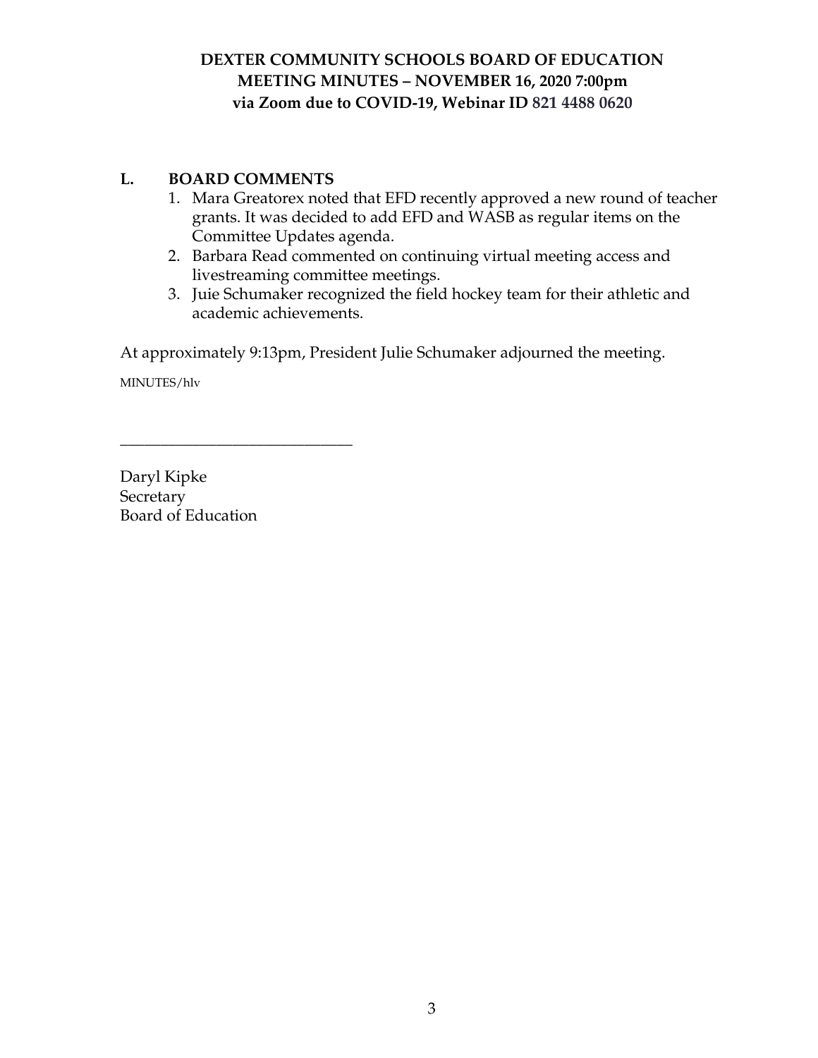**DEXTER COMMUNITY SCHOOLS BOARD OF EDUCATION**
**MEETING MINUTES – NOVEMBER 16, 2020 7:00pm**
**via Zoom due to COVID-19, Webinar ID 821 4488 0620**

## L. BOARD COMMENTS

1. Mara Greatorex noted that EFD recently approved a new round of teacher grants. It was decided to add EFD and WASB as regular items on the Committee Updates agenda.
2. Barbara Read commented on continuing virtual meeting access and livestreaming committee meetings.
3. Juie Schumaker recognized the field hockey team for their athletic and academic achievements.

At approximately 9:13pm, President Julie Schumaker adjourned the meeting.

MINUTES/hlv

\_\_\_\_\_\_\_\_\_\_\_\_\_\_\_\_\_\_\_\_\_\_\_\_\_\_\_\_\_\_

Daryl Kipke
Secretary
Board of Education